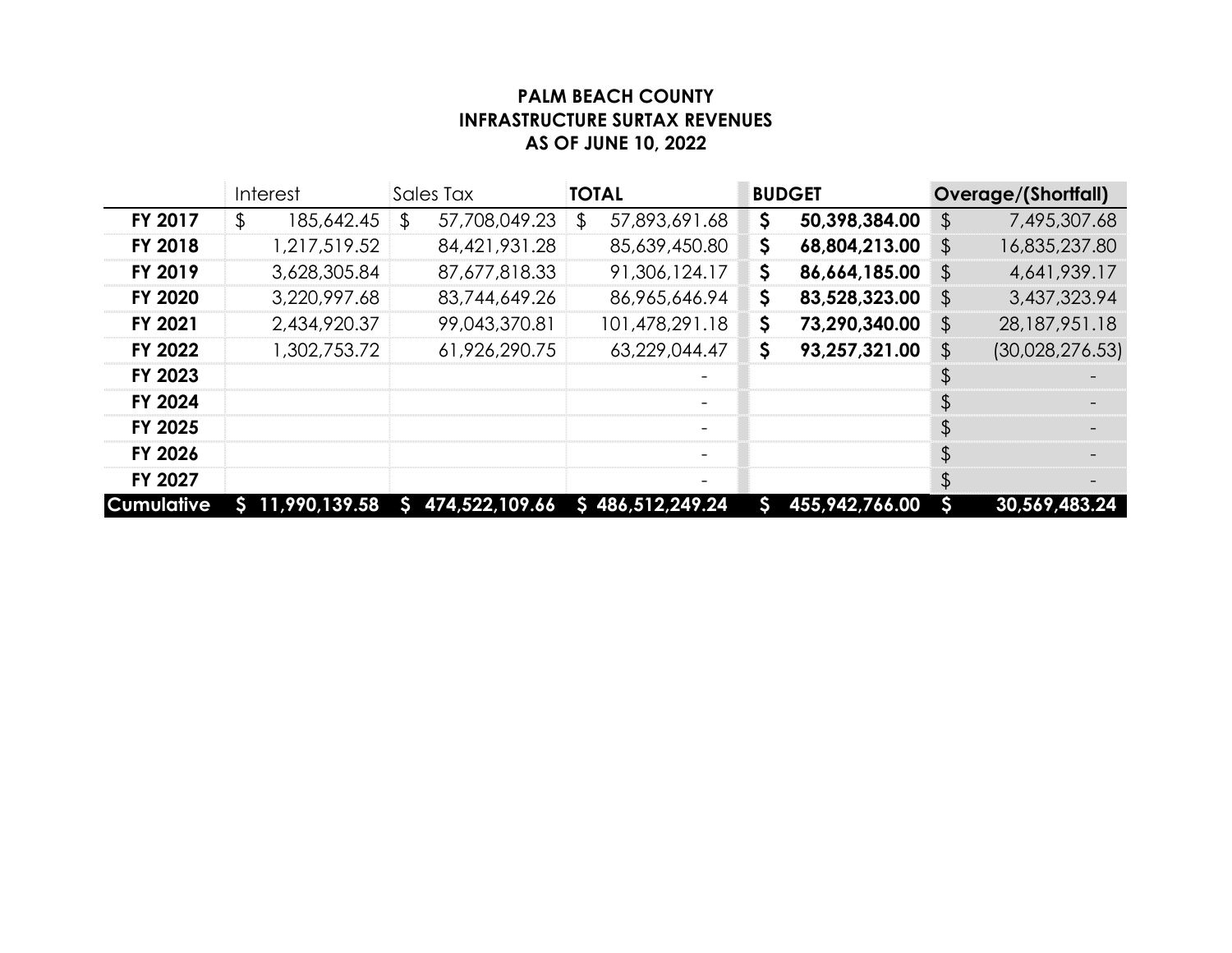**PALM BEACH COUNTY**
**INFRASTRUCTURE SURTAX REVENUES**
**AS OF JUNE 10, 2022**

| | Interest | Sales Tax | **TOTAL** | **BUDGET** | **Overage/(Shortfall)** |
|---|---|---|---|---|---|
| **FY 2017** | $ 185,642.45 | $ 57,708,049.23 | $ 57,893,691.68 | **$ 50,398,384.00** | $ 7,495,307.68 |
| **FY 2018** | 1,217,519.52 | 84,421,931.28 | 85,639,450.80 | **$ 68,804,213.00** | $ 16,835,237.80 |
| **FY 2019** | 3,628,305.84 | 87,677,818.33 | 91,306,124.17 | **$ 86,664,185.00** | $ 4,641,939.17 |
| **FY 2020** | 3,220,997.68 | 83,744,649.26 | 86,965,646.94 | **$ 83,528,323.00** | $ 3,437,323.94 |
| **FY 2021** | 2,434,920.37 | 99,043,370.81 | 101,478,291.18 | **$ 73,290,340.00** | $ 28,187,951.18 |
| **FY 2022** | 1,302,753.72 | 61,926,290.75 | 63,229,044.47 | **$ 93,257,321.00** | $ (30,028,276.53) |
| **FY 2023** | | | - | | $ - |
| **FY 2024** | | | - | | $ - |
| **FY 2025** | | | - | | $ - |
| **FY 2026** | | | - | | $ - |
| **FY 2027** | | | - | | $ - |
| **Cumulative** | **$ 11,990,139.58** | **$ 474,522,109.66** | **$ 486,512,249.24** | **$ 455,942,766.00** | **$ 30,569,483.24** |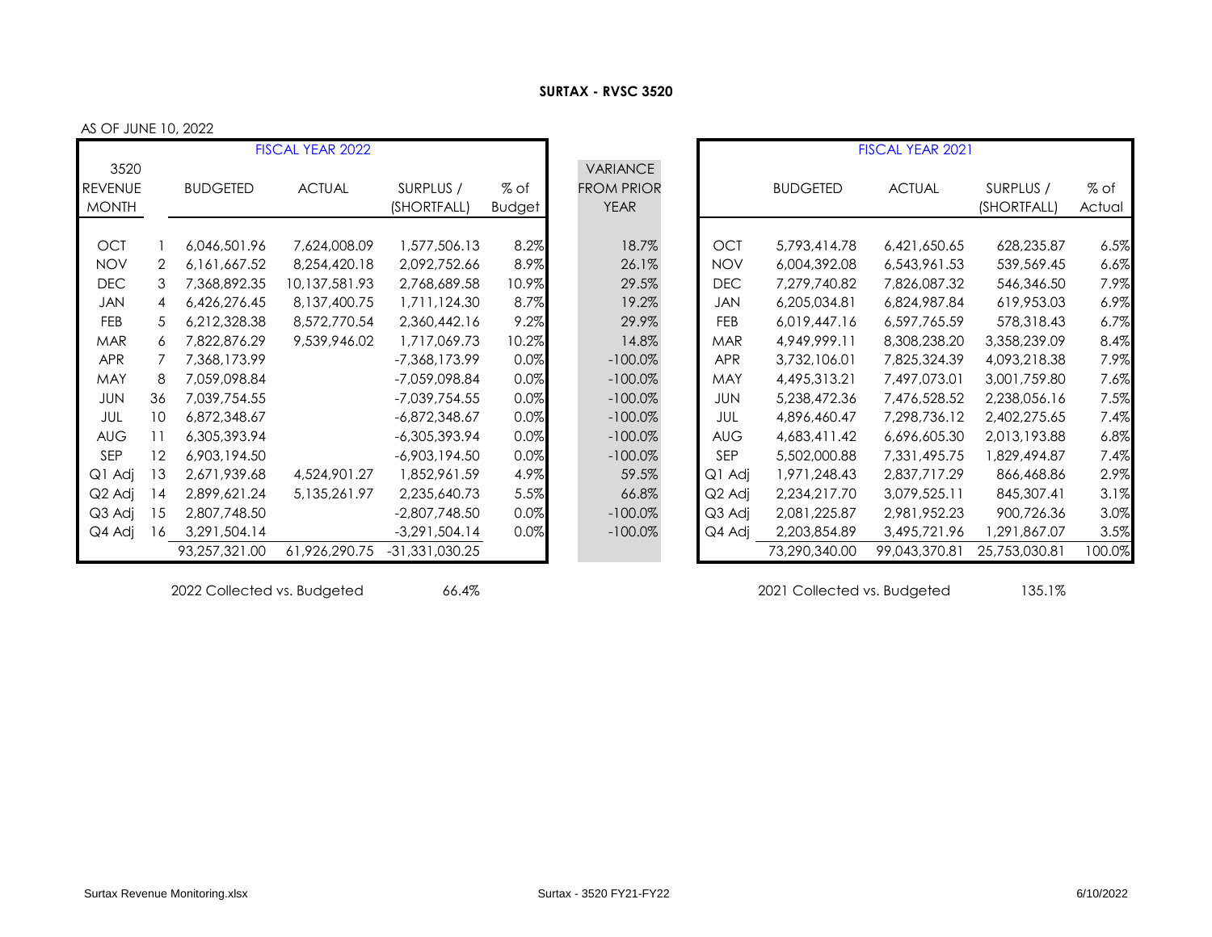**SURTAX - RVSC 3520**

AS OF JUNE 10, 2022

| 3520 REVENUE MONTH | | FISCAL YEAR 2022 BUDGETED | ACTUAL | SURPLUS / (SHORTFALL) | % of Budget | VARIANCE FROM PRIOR YEAR |
|---|---|---|---|---|---|---|
| OCT | 1 | 6,046,501.96 | 7,624,008.09 | 1,577,506.13 | 8.2% | 18.7% |
| NOV | 2 | 6,161,667.52 | 8,254,420.18 | 2,092,752.66 | 8.9% | 26.1% |
| DEC | 3 | 7,368,892.35 | 10,137,581.93 | 2,768,689.58 | 10.9% | 29.5% |
| JAN | 4 | 6,426,276.45 | 8,137,400.75 | 1,711,124.30 | 8.7% | 19.2% |
| FEB | 5 | 6,212,328.38 | 8,572,770.54 | 2,360,442.16 | 9.2% | 29.9% |
| MAR | 6 | 7,822,876.29 | 9,539,946.02 | 1,717,069.73 | 10.2% | 14.8% |
| APR | 7 | 7,368,173.99 | | -7,368,173.99 | 0.0% | -100.0% |
| MAY | 8 | 7,059,098.84 | | -7,059,098.84 | 0.0% | -100.0% |
| JUN | 36 | 7,039,754.55 | | -7,039,754.55 | 0.0% | -100.0% |
| JUL | 10 | 6,872,348.67 | | -6,872,348.67 | 0.0% | -100.0% |
| AUG | 11 | 6,305,393.94 | | -6,305,393.94 | 0.0% | -100.0% |
| SEP | 12 | 6,903,194.50 | | -6,903,194.50 | 0.0% | -100.0% |
| Q1 Adj | 13 | 2,671,939.68 | 4,524,901.27 | 1,852,961.59 | 4.9% | 59.5% |
| Q2 Adj | 14 | 2,899,621.24 | 5,135,261.97 | 2,235,640.73 | 5.5% | 66.8% |
| Q3 Adj | 15 | 2,807,748.50 | | -2,807,748.50 | 0.0% | -100.0% |
| Q4 Adj | 16 | 3,291,504.14 | | -3,291,504.14 | 0.0% | -100.0% |
| | | 93,257,321.00 | 61,926,290.75 | -31,331,030.25 | | |

2022 Collected vs. Budgeted 66.4%

| | FISCAL YEAR 2021 BUDGETED | ACTUAL | SURPLUS / (SHORTFALL) | % of Actual |
|---|---|---|---|---|
| OCT | 5,793,414.78 | 6,421,650.65 | 628,235.87 | 6.5% |
| NOV | 6,004,392.08 | 6,543,961.53 | 539,569.45 | 6.6% |
| DEC | 7,279,740.82 | 7,826,087.32 | 546,346.50 | 7.9% |
| JAN | 6,205,034.81 | 6,824,987.84 | 619,953.03 | 6.9% |
| FEB | 6,019,447.16 | 6,597,765.59 | 578,318.43 | 6.7% |
| MAR | 4,949,999.11 | 8,308,238.20 | 3,358,239.09 | 8.4% |
| APR | 3,732,106.01 | 7,825,324.39 | 4,093,218.38 | 7.9% |
| MAY | 4,495,313.21 | 7,497,073.01 | 3,001,759.80 | 7.6% |
| JUN | 5,238,472.36 | 7,476,528.52 | 2,238,056.16 | 7.5% |
| JUL | 4,896,460.47 | 7,298,736.12 | 2,402,275.65 | 7.4% |
| AUG | 4,683,411.42 | 6,696,605.30 | 2,013,193.88 | 6.8% |
| SEP | 5,502,000.88 | 7,331,495.75 | 1,829,494.87 | 7.4% |
| Q1 Adj | 1,971,248.43 | 2,837,717.29 | 866,468.86 | 2.9% |
| Q2 Adj | 2,234,217.70 | 3,079,525.11 | 845,307.41 | 3.1% |
| Q3 Adj | 2,081,225.87 | 2,981,952.23 | 900,726.36 | 3.0% |
| Q4 Adj | 2,203,854.89 | 3,495,721.96 | 1,291,867.07 | 3.5% |
| | 73,290,340.00 | 99,043,370.81 | 25,753,030.81 | 100.0% |

2021 Collected vs. Budgeted 135.1%